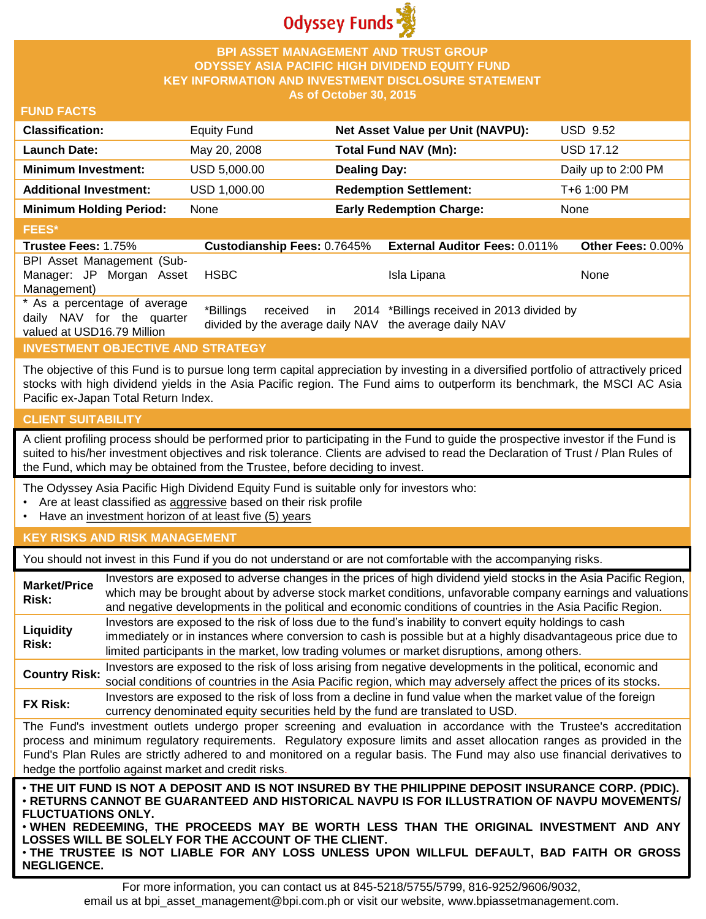Odyssey Funds

# BPI ASSET MANAGEMENT AND TRUST GROUP
# ODYSSEY ASIA PACIFIC HIGH DIVIDEND EQUITY FUND
# KEY INFORMATION AND INVESTMENT DISCLOSURE STATEMENT
**As of October 30, 2015**

## FUND FACTS

| | | | |
|---|---|---|---|
| **Classification:** | Equity Fund | **Net Asset Value per Unit (NAVPU):** | USD 9.52 |
| **Launch Date:** | May 20, 2008 | **Total Fund NAV (Mn):** | USD 17.12 |
| **Minimum Investment:** | USD 5,000.00 | **Dealing Day:** | Daily up to 2:00 PM |
| **Additional Investment:** | USD 1,000.00 | **Redemption Settlement:** | T+6 1:00 PM |
| **Minimum Holding Period:** | None | **Early Redemption Charge:** | None |

## FEES*

| **Trustee Fees:** 1.75% | **Custodianship Fees:** 0.7645% | **External Auditor Fees:** 0.011% | **Other Fees:** 0.00% |
|---|---|---|---|
| BPI Asset Management (Sub-Manager: JP Morgan Asset Management) | HSBC | Isla Lipana | None |
| * As a percentage of average daily NAV for the quarter valued at USD16.79 Million | *Billings received in 2014 divided by the average daily NAV | *Billings received in 2013 divided by the average daily NAV | |

## INVESTMENT OBJECTIVE AND STRATEGY

The objective of this Fund is to pursue long term capital appreciation by investing in a diversified portfolio of attractively priced stocks with high dividend yields in the Asia Pacific region. The Fund aims to outperform its benchmark, the MSCI AC Asia Pacific ex-Japan Total Return Index.

## CLIENT SUITABILITY

A client profiling process should be performed prior to participating in the Fund to guide the prospective investor if the Fund is suited to his/her investment objectives and risk tolerance. Clients are advised to read the Declaration of Trust / Plan Rules of the Fund, which may be obtained from the Trustee, before deciding to invest.

The Odyssey Asia Pacific High Dividend Equity Fund is suitable only for investors who:

- Are at least classified as aggressive based on their risk profile
- Have an investment horizon of at least five (5) years

## KEY RISKS AND RISK MANAGEMENT

You should not invest in this Fund if you do not understand or are not comfortable with the accompanying risks.

| | |
|---|---|
| **Market/Price Risk:** | Investors are exposed to adverse changes in the prices of high dividend yield stocks in the Asia Pacific Region, which may be brought about by adverse stock market conditions, unfavorable company earnings and valuations and negative developments in the political and economic conditions of countries in the Asia Pacific Region. |
| **Liquidity Risk:** | Investors are exposed to the risk of loss due to the fund's inability to convert equity holdings to cash immediately or in instances where conversion to cash is possible but at a highly disadvantageous price due to limited participants in the market, low trading volumes or market disruptions, among others. |
| **Country Risk:** | Investors are exposed to the risk of loss arising from negative developments in the political, economic and social conditions of countries in the Asia Pacific region, which may adversely affect the prices of its stocks. |
| **FX Risk:** | Investors are exposed to the risk of loss from a decline in fund value when the market value of the foreign currency denominated equity securities held by the fund are translated to USD. |

The Fund's investment outlets undergo proper screening and evaluation in accordance with the Trustee's accreditation process and minimum regulatory requirements. Regulatory exposure limits and asset allocation ranges as provided in the Fund's Plan Rules are strictly adhered to and monitored on a regular basis. The Fund may also use financial derivatives to hedge the portfolio against market and credit risks.

- **THE UIT FUND IS NOT A DEPOSIT AND IS NOT INSURED BY THE PHILIPPINE DEPOSIT INSURANCE CORP. (PDIC).**
- **RETURNS CANNOT BE GUARANTEED AND HISTORICAL NAVPU IS FOR ILLUSTRATION OF NAVPU MOVEMENTS/ FLUCTUATIONS ONLY.**
- **WHEN REDEEMING, THE PROCEEDS MAY BE WORTH LESS THAN THE ORIGINAL INVESTMENT AND ANY LOSSES WILL BE SOLELY FOR THE ACCOUNT OF THE CLIENT.**
- **THE TRUSTEE IS NOT LIABLE FOR ANY LOSS UNLESS UPON WILLFUL DEFAULT, BAD FAITH OR GROSS NEGLIGENCE.**

For more information, you can contact us at 845-5218/5755/5799, 816-9252/9606/9032, email us at bpi_asset_management@bpi.com.ph or visit our website, www.bpiassetmanagement.com.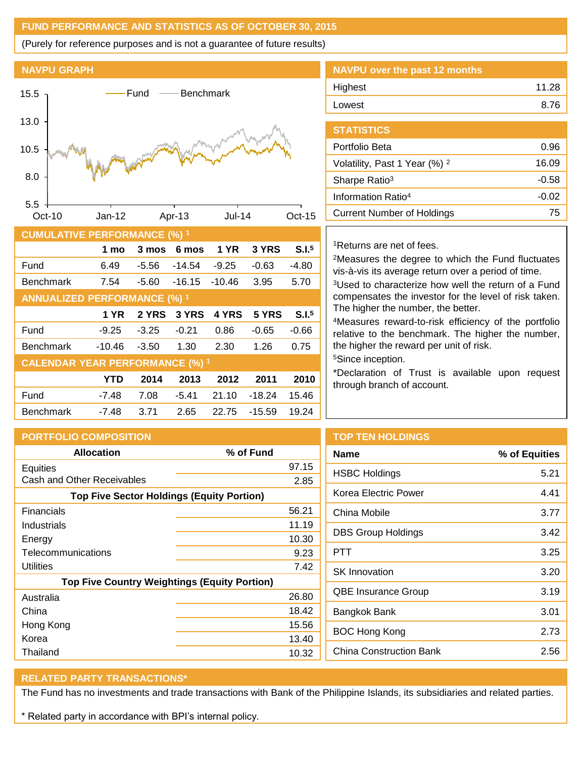## FUND PERFORMANCE AND STATISTICS AS OF OCTOBER 30, 2015

(Purely for reference purposes and is not a guarantee of future results)

### NAVPU GRAPH

### NAVPU over the past 12 months

| | |
|---|---|
| Highest | 11.28 |
| Lowest | 8.76 |

### STATISTICS

| | |
|---|---|
| Portfolio Beta | 0.96 |
| Volatility, Past 1 Year (%) [2] | 16.09 |
| Sharpe Ratio[3] | -0.58 |
| Information Ratio[4] | -0.02 |
| Current Number of Holdings | 75 |

### CUMULATIVE PERFORMANCE (%) [1]

| | 1 mo | 3 mos | 6 mos | 1 YR | 3 YRS | S.I.[5] |
|---|---|---|---|---|---|---|
| Fund | 6.49 | -5.56 | -14.54 | -9.25 | -0.63 | -4.80 |
| Benchmark | 7.54 | -5.60 | -16.15 | -10.46 | 3.95 | 5.70 |

### ANNUALIZED PERFORMANCE (%) [1]

| | 1 YR | 2 YRS | 3 YRS | 4 YRS | 5 YRS | S.I.[5] |
|---|---|---|---|---|---|---|
| Fund | -9.25 | -3.25 | -0.21 | 0.86 | -0.65 | -0.66 |
| Benchmark | -10.46 | -3.50 | 1.30 | 2.30 | 1.26 | 0.75 |

### CALENDAR YEAR PERFORMANCE (%) [1]

| | YTD | 2014 | 2013 | 2012 | 2011 | 2010 |
|---|---|---|---|---|---|---|
| Fund | -7.48 | 7.08 | -5.41 | 21.10 | -18.24 | 15.46 |
| Benchmark | -7.48 | 3.71 | 2.65 | 22.75 | -15.59 | 19.24 |

[1]Returns are net of fees.

[2]Measures the degree to which the Fund fluctuates vis-à-vis its average return over a period of time.

[3]Used to characterize how well the return of a Fund compensates the investor for the level of risk taken. The higher the number, the better.

[4]Measures reward-to-risk efficiency of the portfolio relative to the benchmark. The higher the number, the higher the reward per unit of risk.

[5]Since inception.

*Declaration of Trust is available upon request through branch of account.

### PORTFOLIO COMPOSITION

| Allocation | % of Fund |
|---|---|
| Equities | 97.15 |
| Cash and Other Receivables | 2.85 |
| **Top Five Sector Holdings (Equity Portion)** | |
| Financials | 56.21 |
| Industrials | 11.19 |
| Energy | 10.30 |
| Telecommunications | 9.23 |
| Utilities | 7.42 |
| **Top Five Country Weightings (Equity Portion)** | |
| Australia | 26.80 |
| China | 18.42 |
| Hong Kong | 15.56 |
| Korea | 13.40 |
| Thailand | 10.32 |

### TOP TEN HOLDINGS

| Name | % of Equities |
|---|---|
| HSBC Holdings | 5.21 |
| Korea Electric Power | 4.41 |
| China Mobile | 3.77 |
| DBS Group Holdings | 3.42 |
| PTT | 3.25 |
| SK Innovation | 3.20 |
| QBE Insurance Group | 3.19 |
| Bangkok Bank | 3.01 |
| BOC Hong Kong | 2.73 |
| China Construction Bank | 2.56 |

### RELATED PARTY TRANSACTIONS*

The Fund has no investments and trade transactions with Bank of the Philippine Islands, its subsidiaries and related parties.

* Related party in accordance with BPI's internal policy.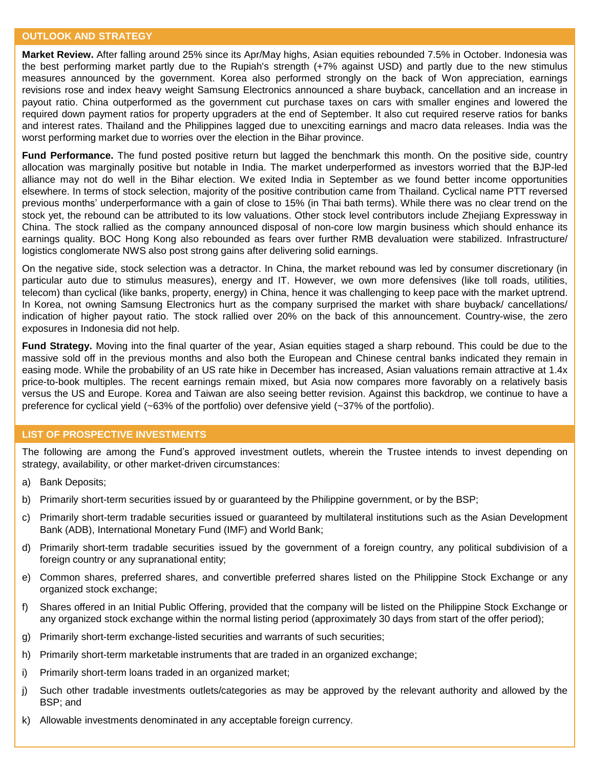## OUTLOOK AND STRATEGY

**Market Review.** After falling around 25% since its Apr/May highs, Asian equities rebounded 7.5% in October. Indonesia was the best performing market partly due to the Rupiah's strength (+7% against USD) and partly due to the new stimulus measures announced by the government. Korea also performed strongly on the back of Won appreciation, earnings revisions rose and index heavy weight Samsung Electronics announced a share buyback, cancellation and an increase in payout ratio. China outperformed as the government cut purchase taxes on cars with smaller engines and lowered the required down payment ratios for property upgraders at the end of September. It also cut required reserve ratios for banks and interest rates. Thailand and the Philippines lagged due to unexciting earnings and macro data releases. India was the worst performing market due to worries over the election in the Bihar province.

**Fund Performance.** The fund posted positive return but lagged the benchmark this month. On the positive side, country allocation was marginally positive but notable in India. The market underperformed as investors worried that the BJP-led alliance may not do well in the Bihar election. We exited India in September as we found better income opportunities elsewhere. In terms of stock selection, majority of the positive contribution came from Thailand. Cyclical name PTT reversed previous months' underperformance with a gain of close to 15% (in Thai bath terms). While there was no clear trend on the stock yet, the rebound can be attributed to its low valuations. Other stock level contributors include Zhejiang Expressway in China. The stock rallied as the company announced disposal of non-core low margin business which should enhance its earnings quality. BOC Hong Kong also rebounded as fears over further RMB devaluation were stabilized. Infrastructure/ logistics conglomerate NWS also post strong gains after delivering solid earnings.

On the negative side, stock selection was a detractor. In China, the market rebound was led by consumer discretionary (in particular auto due to stimulus measures), energy and IT. However, we own more defensives (like toll roads, utilities, telecom) than cyclical (like banks, property, energy) in China, hence it was challenging to keep pace with the market uptrend. In Korea, not owning Samsung Electronics hurt as the company surprised the market with share buyback/ cancellations/ indication of higher payout ratio. The stock rallied over 20% on the back of this announcement. Country-wise, the zero exposures in Indonesia did not help.

**Fund Strategy.** Moving into the final quarter of the year, Asian equities staged a sharp rebound. This could be due to the massive sold off in the previous months and also both the European and Chinese central banks indicated they remain in easing mode. While the probability of an US rate hike in December has increased, Asian valuations remain attractive at 1.4x price-to-book multiples. The recent earnings remain mixed, but Asia now compares more favorably on a relatively basis versus the US and Europe. Korea and Taiwan are also seeing better revision. Against this backdrop, we continue to have a preference for cyclical yield (~63% of the portfolio) over defensive yield (~37% of the portfolio).

## LIST OF PROSPECTIVE INVESTMENTS

The following are among the Fund's approved investment outlets, wherein the Trustee intends to invest depending on strategy, availability, or other market-driven circumstances:

a) Bank Deposits;

b) Primarily short-term securities issued by or guaranteed by the Philippine government, or by the BSP;

c) Primarily short-term tradable securities issued or guaranteed by multilateral institutions such as the Asian Development Bank (ADB), International Monetary Fund (IMF) and World Bank;

d) Primarily short-term tradable securities issued by the government of a foreign country, any political subdivision of a foreign country or any supranational entity;

e) Common shares, preferred shares, and convertible preferred shares listed on the Philippine Stock Exchange or any organized stock exchange;

f) Shares offered in an Initial Public Offering, provided that the company will be listed on the Philippine Stock Exchange or any organized stock exchange within the normal listing period (approximately 30 days from start of the offer period);

g) Primarily short-term exchange-listed securities and warrants of such securities;

h) Primarily short-term marketable instruments that are traded in an organized exchange;

i) Primarily short-term loans traded in an organized market;

j) Such other tradable investments outlets/categories as may be approved by the relevant authority and allowed by the BSP; and

k) Allowable investments denominated in any acceptable foreign currency.